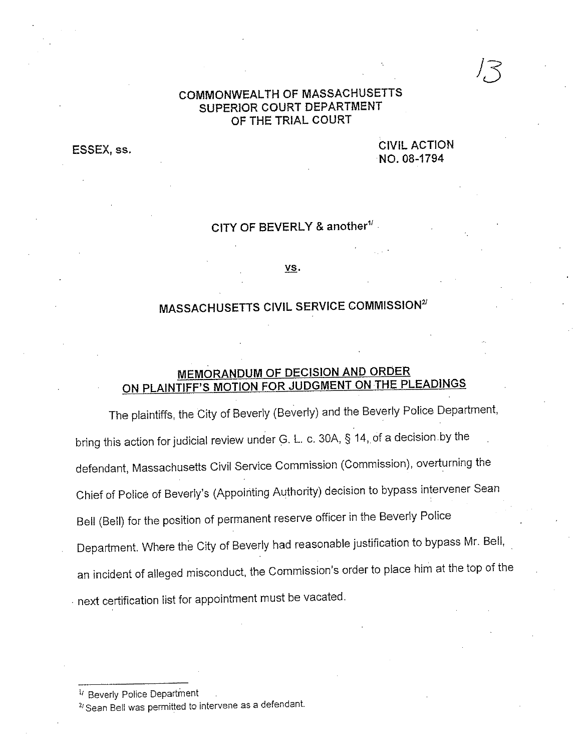COMMONWEALTH OF MASSACHUSETTS
SUPERIOR COURT DEPARTMENT
OF THE TRIAL COURT

ESSEX, ss.

CIVIL ACTION
NO. 08-1794

CITY OF BEVERLY & another[1]

vs.

MASSACHUSETTS CIVIL SERVICE COMMISSION[2]

**MEMORANDUM OF DECISION AND ORDER ON PLAINTIFF'S MOTION FOR JUDGMENT ON THE PLEADINGS**

The plaintiffs, the City of Beverly (Beverly) and the Beverly Police Department, bring this action for judicial review under G. L. c. 30A, § 14, of a decision by the defendant, Massachusetts Civil Service Commission (Commission), overturning the Chief of Police of Beverly's (Appointing Authority) decision to bypass intervener Sean Bell (Bell) for the position of permanent reserve officer in the Beverly Police Department. Where the City of Beverly had reasonable justification to bypass Mr. Bell, an incident of alleged misconduct, the Commission's order to place him at the top of the next certification list for appointment must be vacated.

---

[1] Beverly Police Department

[2] Sean Bell was permitted to intervene as a defendant.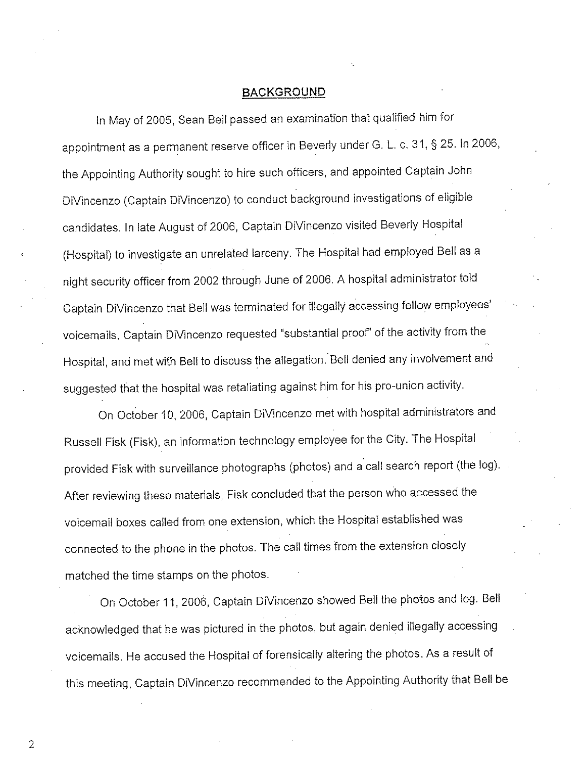## BACKGROUND

In May of 2005, Sean Bell passed an examination that qualified him for appointment as a permanent reserve officer in Beverly under G. L. c. 31, § 25. In 2006, the Appointing Authority sought to hire such officers, and appointed Captain John DiVincenzo (Captain DiVincenzo) to conduct background investigations of eligible candidates. In late August of 2006, Captain DiVincenzo visited Beverly Hospital (Hospital) to investigate an unrelated larceny. The Hospital had employed Bell as a night security officer from 2002 through June of 2006. A hospital administrator told Captain DiVincenzo that Bell was terminated for illegally accessing fellow employees' voicemails. Captain DiVincenzo requested "substantial proof" of the activity from the Hospital, and met with Bell to discuss the allegation. Bell denied any involvement and suggested that the hospital was retaliating against him for his pro-union activity.

On October 10, 2006, Captain DiVincenzo met with hospital administrators and Russell Fisk (Fisk), an information technology employee for the City. The Hospital provided Fisk with surveillance photographs (photos) and a call search report (the log). After reviewing these materials, Fisk concluded that the person who accessed the voicemail boxes called from one extension, which the Hospital established was connected to the phone in the photos. The call times from the extension closely matched the time stamps on the photos.

On October 11, 2006, Captain DiVincenzo showed Bell the photos and log. Bell acknowledged that he was pictured in the photos, but again denied illegally accessing voicemails. He accused the Hospital of forensically altering the photos. As a result of this meeting, Captain DiVincenzo recommended to the Appointing Authority that Bell be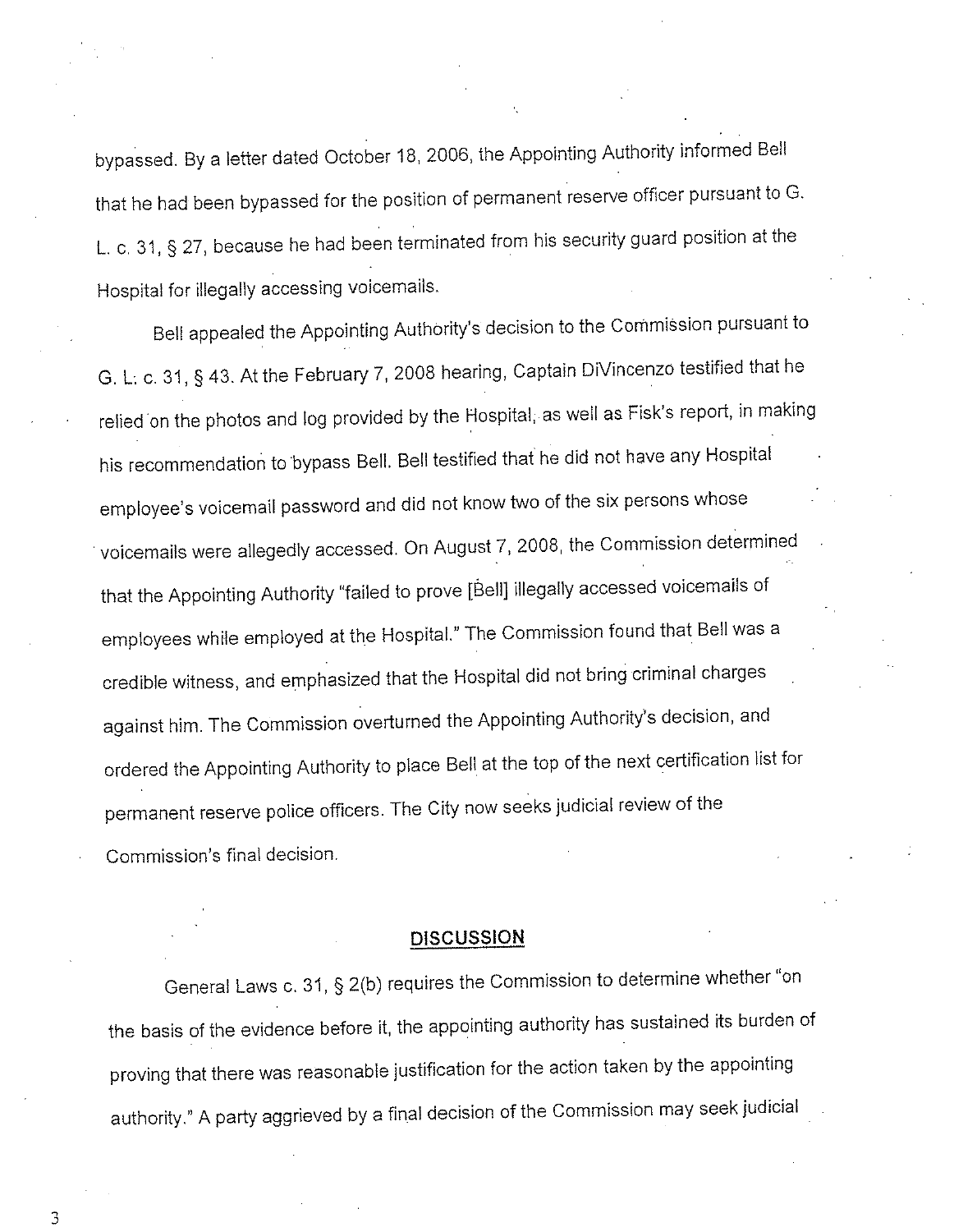bypassed. By a letter dated October 18, 2006, the Appointing Authority informed Bell that he had been bypassed for the position of permanent reserve officer pursuant to G. L. c. 31, § 27, because he had been terminated from his security guard position at the Hospital for illegally accessing voicemails.

Bell appealed the Appointing Authority's decision to the Commission pursuant to G. L. c. 31, § 43. At the February 7, 2008 hearing, Captain DiVincenzo testified that he relied on the photos and log provided by the Hospital, as well as Fisk's report, in making his recommendation to bypass Bell. Bell testified that he did not have any Hospital employee's voicemail password and did not know two of the six persons whose voicemails were allegedly accessed. On August 7, 2008, the Commission determined that the Appointing Authority "failed to prove [Bell] illegally accessed voicemails of employees while employed at the Hospital." The Commission found that Bell was a credible witness, and emphasized that the Hospital did not bring criminal charges against him. The Commission overturned the Appointing Authority's decision, and ordered the Appointing Authority to place Bell at the top of the next certification list for permanent reserve police officers. The City now seeks judicial review of the Commission's final decision.

## DISCUSSION

General Laws c. 31, § 2(b) requires the Commission to determine whether "on the basis of the evidence before it, the appointing authority has sustained its burden of proving that there was reasonable justification for the action taken by the appointing authority." A party aggrieved by a final decision of the Commission may seek judicial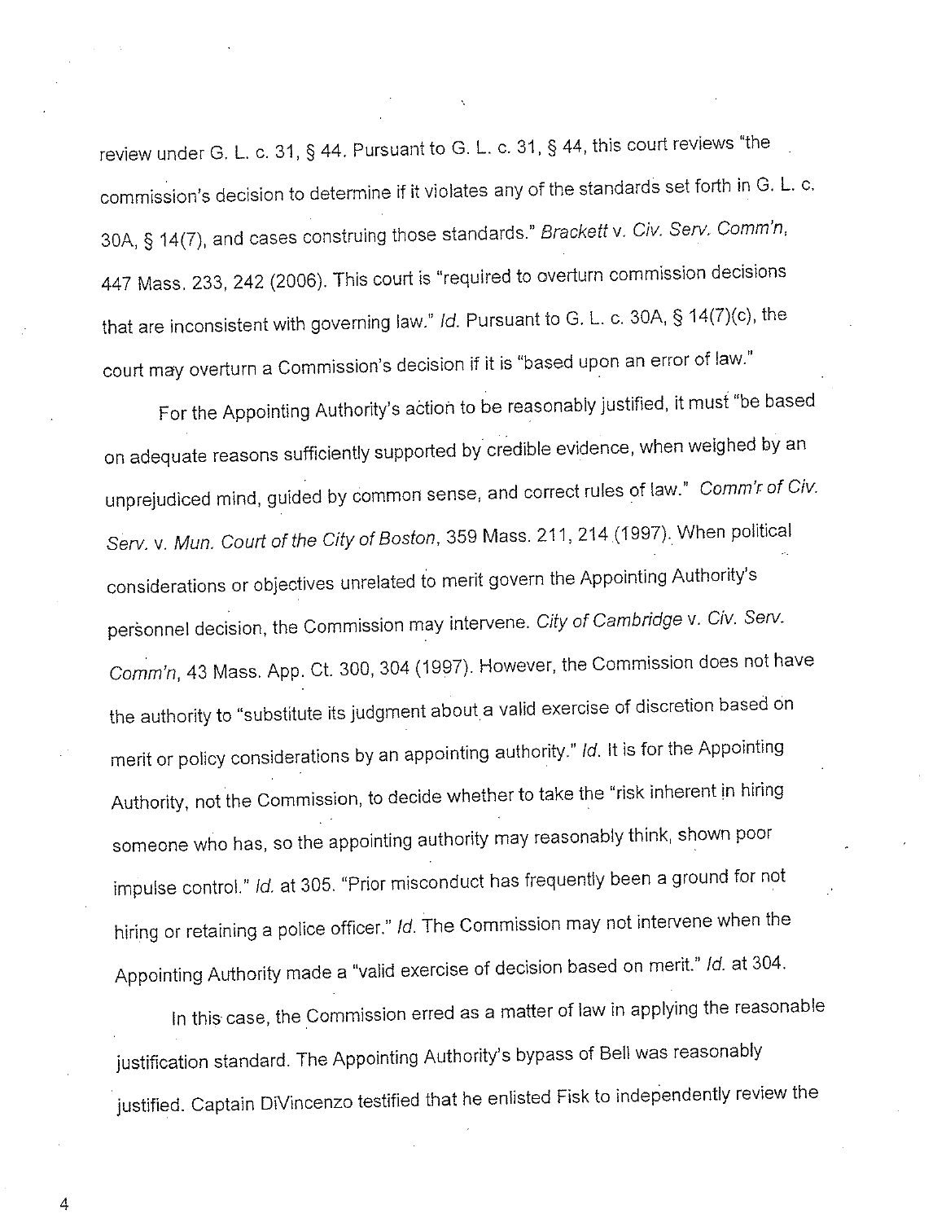review under G. L. c. 31, § 44. Pursuant to G. L. c. 31, § 44, this court reviews "the commission's decision to determine if it violates any of the standards set forth in G. L. c. 30A, § 14(7), and cases construing those standards." *Brackett* v. *Civ. Serv. Comm'n*, 447 Mass. 233, 242 (2006). This court is "required to overturn commission decisions that are inconsistent with governing law." *Id.* Pursuant to G. L. c. 30A, § 14(7)(c), the court may overturn a Commission's decision if it is "based upon an error of law."

For the Appointing Authority's action to be reasonably justified, it must "be based on adequate reasons sufficiently supported by credible evidence, when weighed by an unprejudiced mind, guided by common sense, and correct rules of law." *Comm'r of Civ. Serv.* v. *Mun. Court of the City of Boston*, 359 Mass. 211, 214 (1997). When political considerations or objectives unrelated to merit govern the Appointing Authority's personnel decision, the Commission may intervene. *City of Cambridge* v. *Civ. Serv. Comm'n*, 43 Mass. App. Ct. 300, 304 (1997). However, the Commission does not have the authority to "substitute its judgment about a valid exercise of discretion based on merit or policy considerations by an appointing authority." *Id.* It is for the Appointing Authority, not the Commission, to decide whether to take the "risk inherent in hiring someone who has, so the appointing authority may reasonably think, shown poor impulse control." *Id.* at 305. "Prior misconduct has frequently been a ground for not hiring or retaining a police officer." *Id.* The Commission may not intervene when the Appointing Authority made a "valid exercise of decision based on merit." *Id.* at 304.

In this case, the Commission erred as a matter of law in applying the reasonable justification standard. The Appointing Authority's bypass of Bell was reasonably justified. Captain DiVincenzo testified that he enlisted Fisk to independently review the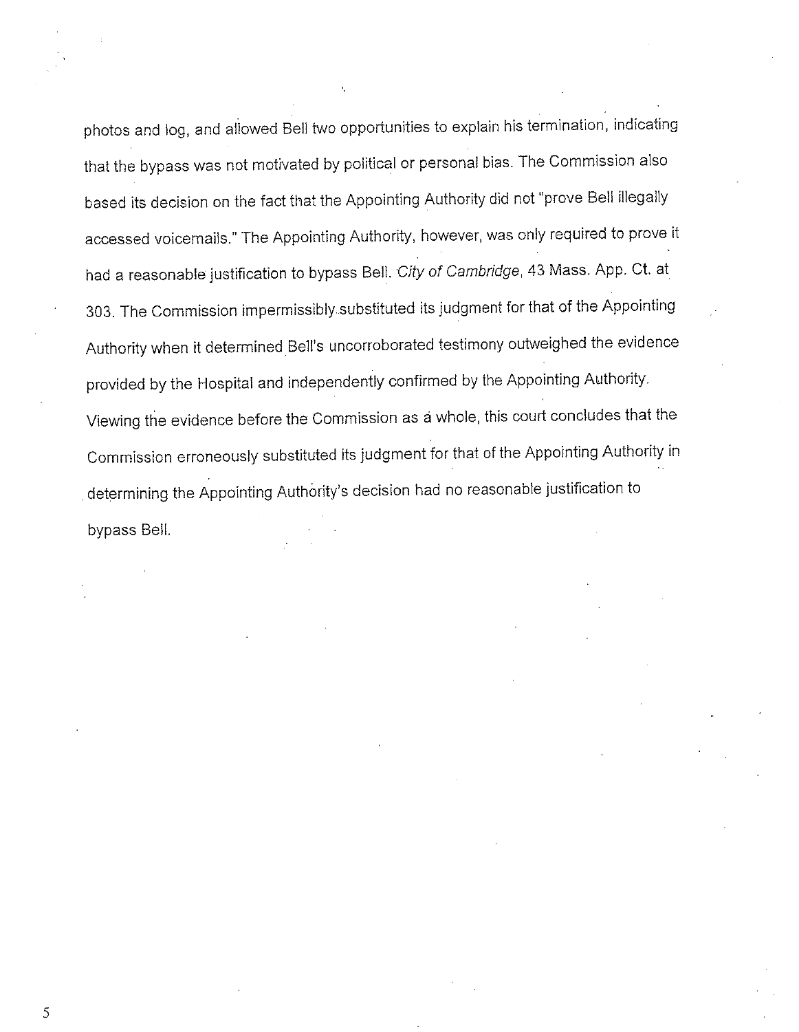photos and log, and allowed Bell two opportunities to explain his termination, indicating that the bypass was not motivated by political or personal bias. The Commission also based its decision on the fact that the Appointing Authority did not "prove Bell illegally accessed voicemails." The Appointing Authority, however, was only required to prove it had a reasonable justification to bypass Bell. *City of Cambridge*, 43 Mass. App. Ct. at 303. The Commission impermissibly substituted its judgment for that of the Appointing Authority when it determined Bell's uncorroborated testimony outweighed the evidence provided by the Hospital and independently confirmed by the Appointing Authority. Viewing the evidence before the Commission as a whole, this court concludes that the Commission erroneously substituted its judgment for that of the Appointing Authority in determining the Appointing Authority's decision had no reasonable justification to bypass Bell.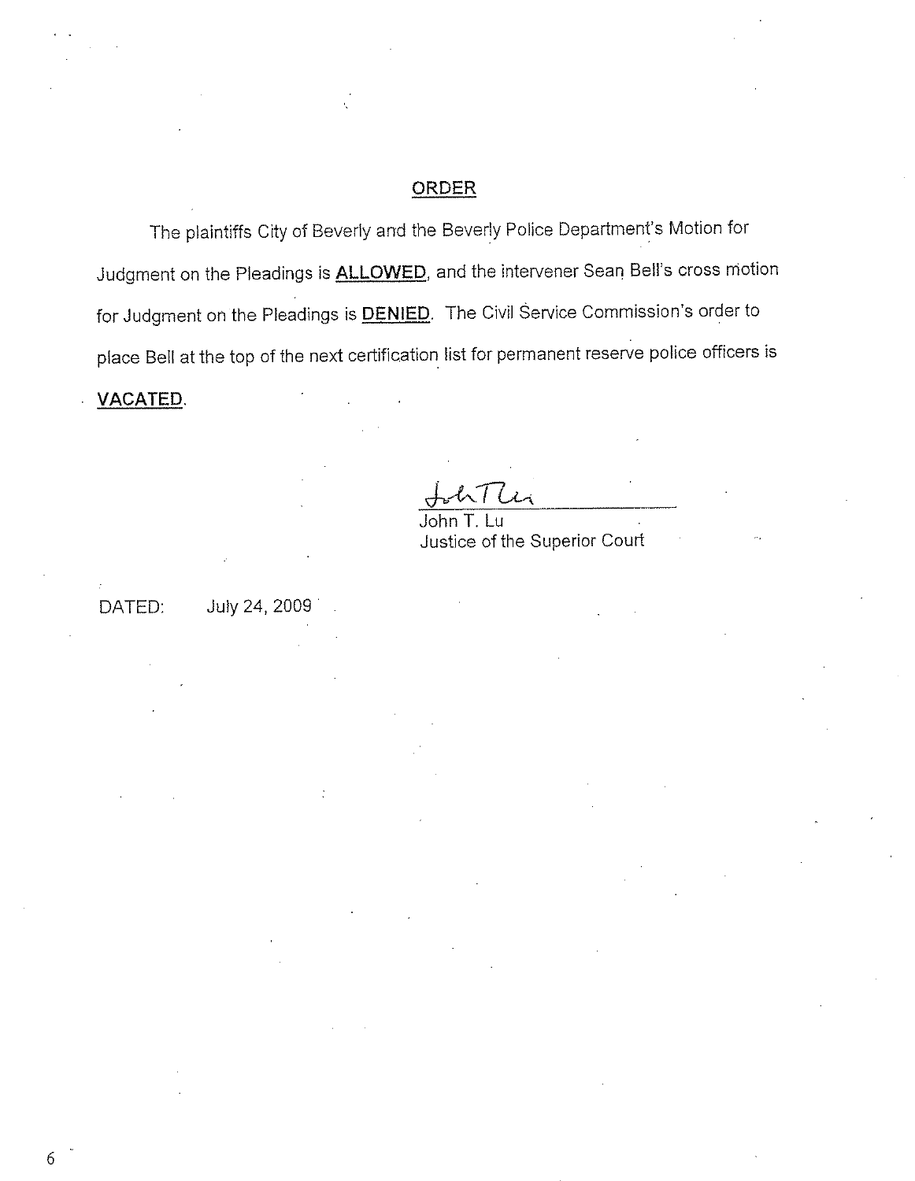## ORDER

The plaintiffs City of Beverly and the Beverly Police Department's Motion for Judgment on the Pleadings is **ALLOWED**, and the intervener Sean Bell's cross motion for Judgment on the Pleadings is **DENIED**. The Civil Service Commission's order to place Bell at the top of the next certification list for permanent reserve police officers is **VACATED**.

John T. Lu
Justice of the Superior Court

DATED: July 24, 2009